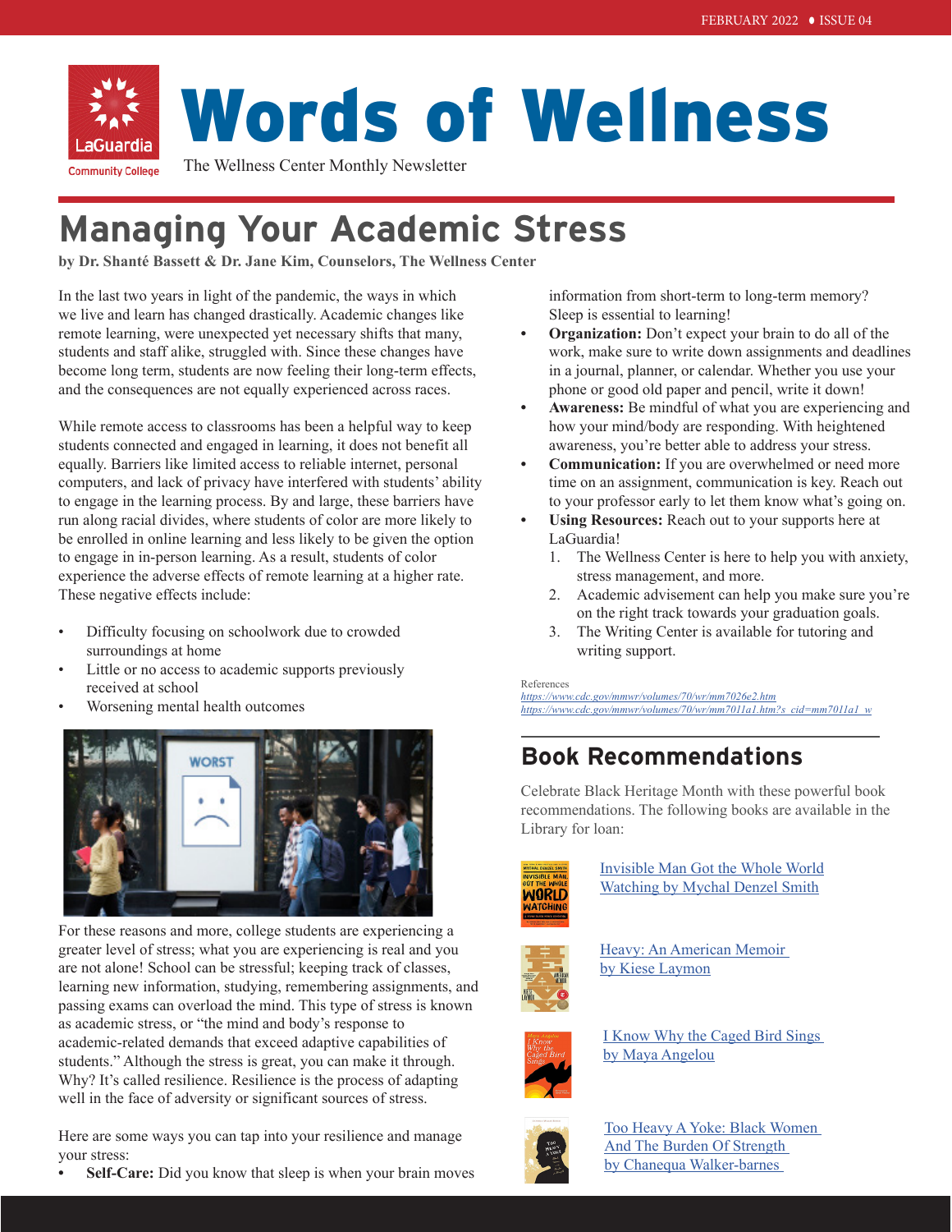FEBRUARY 2022 • ISSUE 04

# Words of Wellness

The Wellness Center Monthly Newsletter

## Managing Your Academic Stress

**by Dr. Shanté Bassett & Dr. Jane Kim, Counselors, The Wellness Center**

In the last two years in light of the pandemic, the ways in which we live and learn has changed drastically. Academic changes like remote learning, were unexpected yet necessary shifts that many, students and staff alike, struggled with. Since these changes have become long term, students are now feeling their long-term effects, and the consequences are not equally experienced across races.

While remote access to classrooms has been a helpful way to keep students connected and engaged in learning, it does not benefit all equally. Barriers like limited access to reliable internet, personal computers, and lack of privacy have interfered with students' ability to engage in the learning process. By and large, these barriers have run along racial divides, where students of color are more likely to be enrolled in online learning and less likely to be given the option to engage in in-person learning. As a result, students of color experience the adverse effects of remote learning at a higher rate. These negative effects include:

- Difficulty focusing on schoolwork due to crowded surroundings at home
- Little or no access to academic supports previously received at school
- Worsening mental health outcomes

For these reasons and more, college students are experiencing a greater level of stress; what you are experiencing is real and you are not alone! School can be stressful; keeping track of classes, learning new information, studying, remembering assignments, and passing exams can overload the mind. This type of stress is known as academic stress, or "the mind and body's response to academic-related demands that exceed adaptive capabilities of students." Although the stress is great, you can make it through. Why? It's called resilience. Resilience is the process of adapting well in the face of adversity or significant sources of stress.

Here are some ways you can tap into your resilience and manage your stress:

- **Self-Care:** Did you know that sleep is when your brain moves information from short-term to long-term memory? Sleep is essential to learning!
- **Organization:** Don't expect your brain to do all of the work, make sure to write down assignments and deadlines in a journal, planner, or calendar. Whether you use your phone or good old paper and pencil, write it down!
- **Awareness:** Be mindful of what you are experiencing and how your mind/body are responding. With heightened awareness, you're better able to address your stress.
- **Communication:** If you are overwhelmed or need more time on an assignment, communication is key. Reach out to your professor early to let them know what's going on.
- **Using Resources:** Reach out to your supports here at LaGuardia!
  1. The Wellness Center is here to help you with anxiety, stress management, and more.
  2. Academic advisement can help you make sure you're on the right track towards your graduation goals.
  3. The Writing Center is available for tutoring and writing support.

References
https://www.cdc.gov/mmwr/volumes/70/wr/mm7026e2.htm
https://www.cdc.gov/mmwr/volumes/70/wr/mm7011a1.htm?s_cid=mm7011a1_w

## Book Recommendations

Celebrate Black Heritage Month with these powerful book recommendations. The following books are available in the Library for loan:

- Invisible Man Got the Whole World Watching by Mychal Denzel Smith
- Heavy: An American Memoir by Kiese Laymon
- I Know Why the Caged Bird Sings by Maya Angelou
- Too Heavy A Yoke: Black Women And The Burden Of Strength by Chanequa Walker-barnes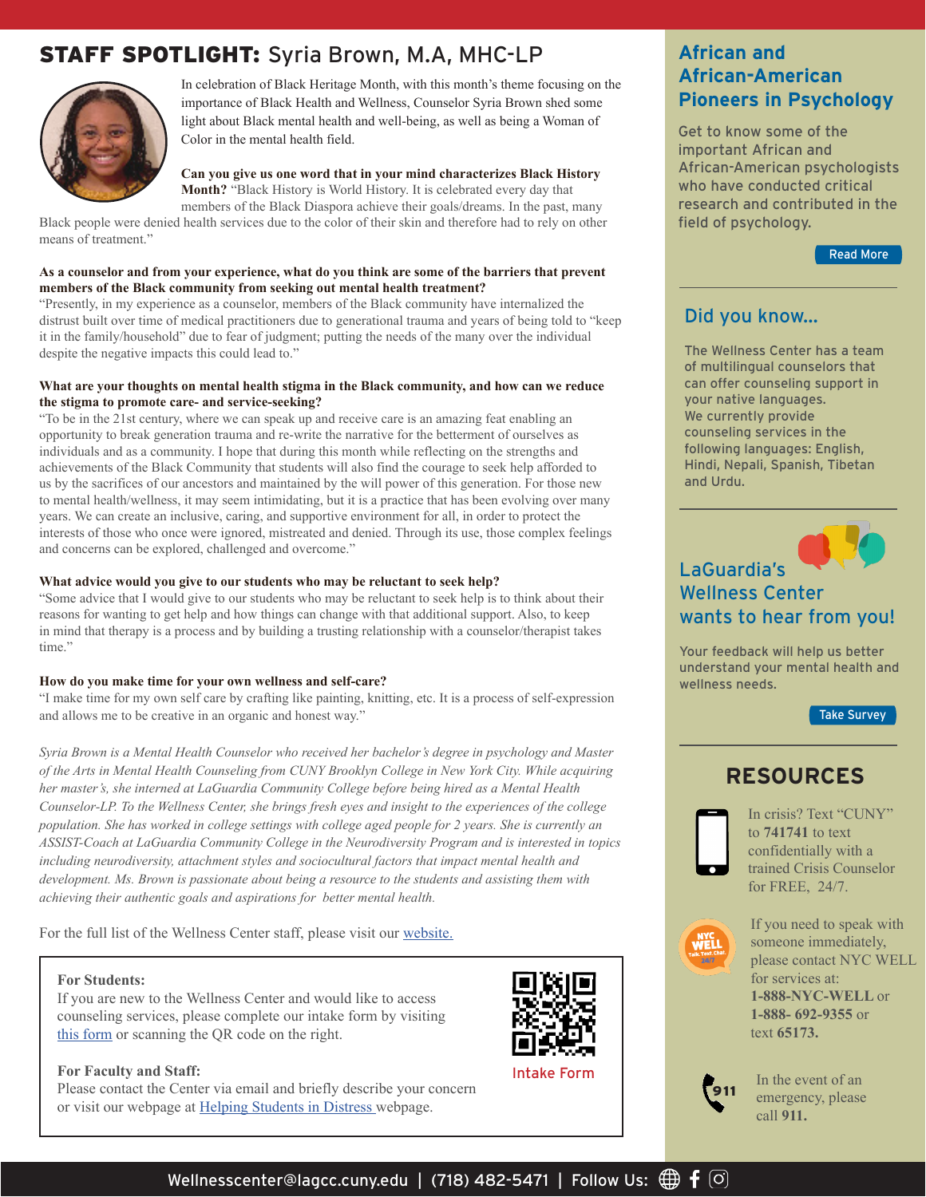## STAFF SPOTLIGHT: Syria Brown, M.A, MHC-LP

In celebration of Black Heritage Month, with this month's theme focusing on the importance of Black Health and Wellness, Counselor Syria Brown shed some light about Black mental health and well-being, as well as being a Woman of Color in the mental health field.

**Can you give us one word that in your mind characterizes Black History Month?** "Black History is World History. It is celebrated every day that members of the Black Diaspora achieve their goals/dreams. In the past, many Black people were denied health services due to the color of their skin and therefore had to rely on other means of treatment."

**As a counselor and from your experience, what do you think are some of the barriers that prevent members of the Black community from seeking out mental health treatment?**
"Presently, in my experience as a counselor, members of the Black community have internalized the distrust built over time of medical practitioners due to generational trauma and years of being told to "keep it in the family/household" due to fear of judgment; putting the needs of the many over the individual despite the negative impacts this could lead to."

**What are your thoughts on mental health stigma in the Black community, and how can we reduce the stigma to promote care- and service-seeking?**
"To be in the 21st century, where we can speak up and receive care is an amazing feat enabling an opportunity to break generation trauma and re-write the narrative for the betterment of ourselves as individuals and as a community. I hope that during this month while reflecting on the strengths and achievements of the Black Community that students will also find the courage to seek help afforded to us by the sacrifices of our ancestors and maintained by the will power of this generation. For those new to mental health/wellness, it may seem intimidating, but it is a practice that has been evolving over many years. We can create an inclusive, caring, and supportive environment for all, in order to protect the interests of those who once were ignored, mistreated and denied. Through its use, those complex feelings and concerns can be explored, challenged and overcome."

**What advice would you give to our students who may be reluctant to seek help?**
"Some advice that I would give to our students who may be reluctant to seek help is to think about their reasons for wanting to get help and how things can change with that additional support. Also, to keep in mind that therapy is a process and by building a trusting relationship with a counselor/therapist takes time."

**How do you make time for your own wellness and self-care?**
"I make time for my own self care by crafting like painting, knitting, etc. It is a process of self-expression and allows me to be creative in an organic and honest way."

*Syria Brown is a Mental Health Counselor who received her bachelor's degree in psychology and Master of the Arts in Mental Health Counseling from CUNY Brooklyn College in New York City. While acquiring her master's, she interned at LaGuardia Community College before being hired as a Mental Health Counselor-LP. To the Wellness Center, she brings fresh eyes and insight to the experiences of the college population. She has worked in college settings with college aged people for 2 years. She is currently an ASSIST-Coach at LaGuardia Community College in the Neurodiversity Program and is interested in topics including neurodiversity, attachment styles and sociocultural factors that impact mental health and development. Ms. Brown is passionate about being a resource to the students and assisting them with achieving their authentic goals and aspirations for better mental health.*

For the full list of the Wellness Center staff, please visit our website.

**For Students:**
If you are new to the Wellness Center and would like to access counseling services, please complete our intake form by visiting this form or scanning the QR code on the right.

Intake Form

**For Faculty and Staff:**
Please contact the Center via email and briefly describe your concern or visit our webpage at Helping Students in Distress webpage.

## African and African-American Pioneers in Psychology

Get to know some of the important African and African-American psychologists who have conducted critical research and contributed in the field of psychology.

Read More

## Did you know...

The Wellness Center has a team of multilingual counselors that can offer counseling support in your native languages. We currently provide counseling services in the following languages: English, Hindi, Nepali, Spanish, Tibetan and Urdu.

## LaGuardia's Wellness Center wants to hear from you!

Your feedback will help us better understand your mental health and wellness needs.

Take Survey

## RESOURCES

In crisis? Text "CUNY" to **741741** to text confidentially with a trained Crisis Counselor for FREE, 24/7.

If you need to speak with someone immediately, please contact NYC WELL for services at: **1-888-NYC-WELL** or **1-888- 692-9355** or text **65173.**

In the event of an emergency, please call **911.**

Wellnesscenter@lagcc.cuny.edu | (718) 482-5471 | Follow Us: